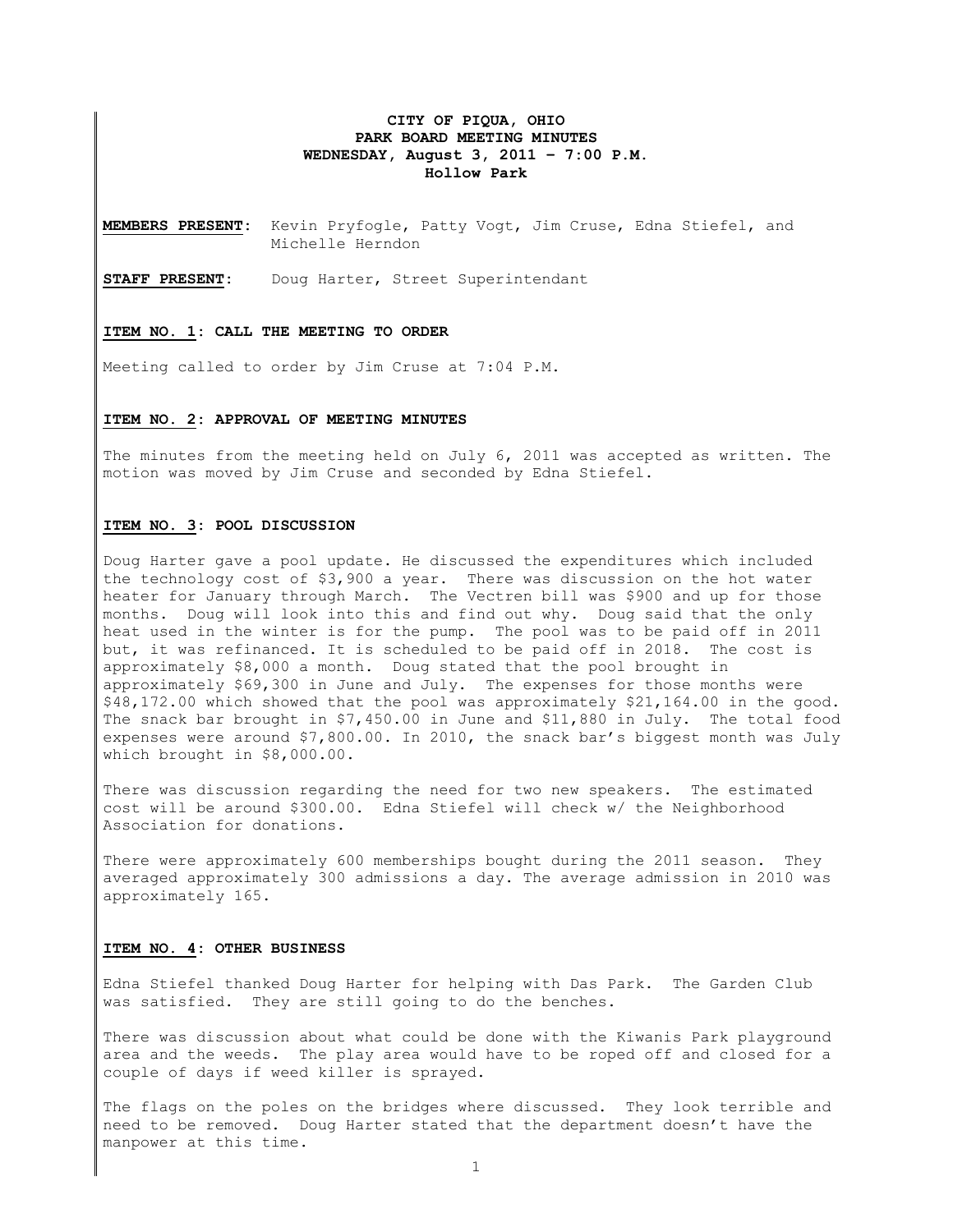**CITY OF PIQUA, OHIO**
**PARK BOARD MEETING MINUTES**
**WEDNESDAY, August 3, 2011 – 7:00 P.M.**
**Hollow Park**

**MEMBERS PRESENT:** Kevin Pryfogle, Patty Vogt, Jim Cruse, Edna Stiefel, and Michelle Herndon

**STAFF PRESENT:** Doug Harter, Street Superintendant

**ITEM NO. 1: CALL THE MEETING TO ORDER**

Meeting called to order by Jim Cruse at 7:04 P.M.

**ITEM NO. 2: APPROVAL OF MEETING MINUTES**

The minutes from the meeting held on July 6, 2011 was accepted as written. The motion was moved by Jim Cruse and seconded by Edna Stiefel.

**ITEM NO. 3: POOL DISCUSSION**

Doug Harter gave a pool update. He discussed the expenditures which included the technology cost of $3,900 a year. There was discussion on the hot water heater for January through March. The Vectren bill was $900 and up for those months. Doug will look into this and find out why. Doug said that the only heat used in the winter is for the pump. The pool was to be paid off in 2011 but, it was refinanced. It is scheduled to be paid off in 2018. The cost is approximately $8,000 a month. Doug stated that the pool brought in approximately $69,300 in June and July. The expenses for those months were $48,172.00 which showed that the pool was approximately $21,164.00 in the good. The snack bar brought in $7,450.00 in June and $11,880 in July. The total food expenses were around $7,800.00. In 2010, the snack bar's biggest month was July which brought in $8,000.00.

There was discussion regarding the need for two new speakers. The estimated cost will be around $300.00. Edna Stiefel will check w/ the Neighborhood Association for donations.

There were approximately 600 memberships bought during the 2011 season. They averaged approximately 300 admissions a day. The average admission in 2010 was approximately 165.

**ITEM NO. 4: OTHER BUSINESS**

Edna Stiefel thanked Doug Harter for helping with Das Park. The Garden Club was satisfied. They are still going to do the benches.

There was discussion about what could be done with the Kiwanis Park playground area and the weeds. The play area would have to be roped off and closed for a couple of days if weed killer is sprayed.

The flags on the poles on the bridges where discussed. They look terrible and need to be removed. Doug Harter stated that the department doesn't have the manpower at this time.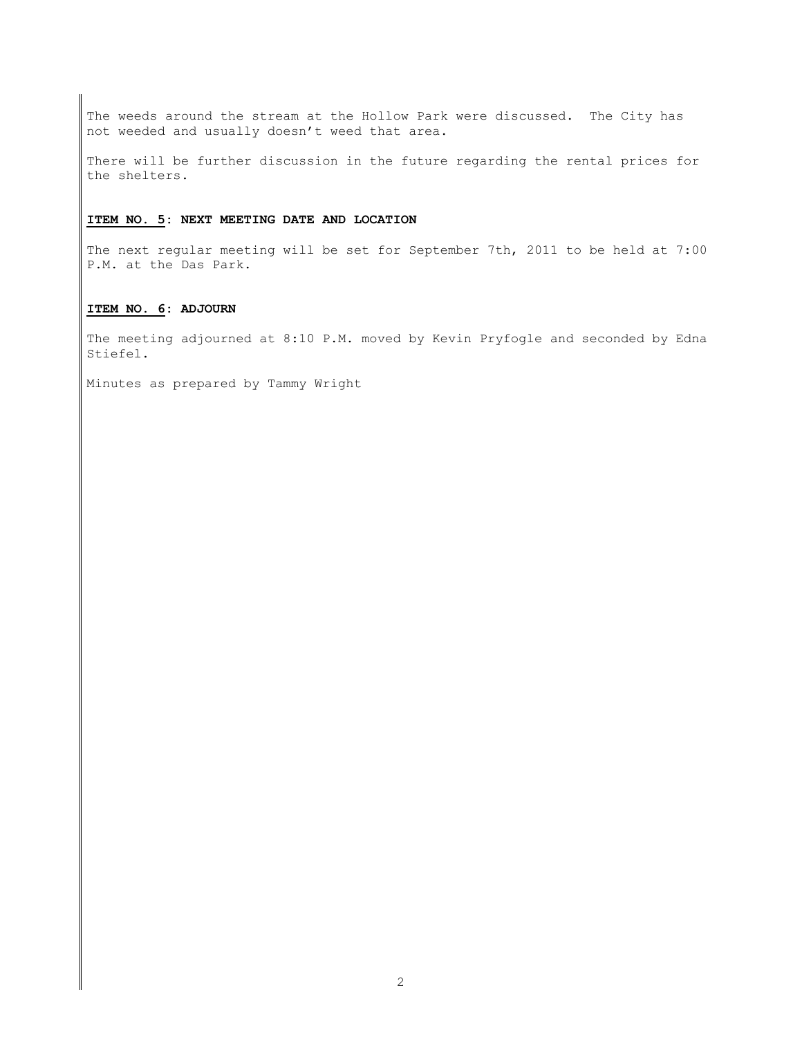The weeds around the stream at the Hollow Park were discussed. The City has not weeded and usually doesn't weed that area.

There will be further discussion in the future regarding the rental prices for the shelters.

**ITEM NO. 5: NEXT MEETING DATE AND LOCATION**

The next regular meeting will be set for September 7th, 2011 to be held at 7:00 P.M. at the Das Park.

**ITEM NO. 6: ADJOURN**

The meeting adjourned at 8:10 P.M. moved by Kevin Pryfogle and seconded by Edna Stiefel.

Minutes as prepared by Tammy Wright